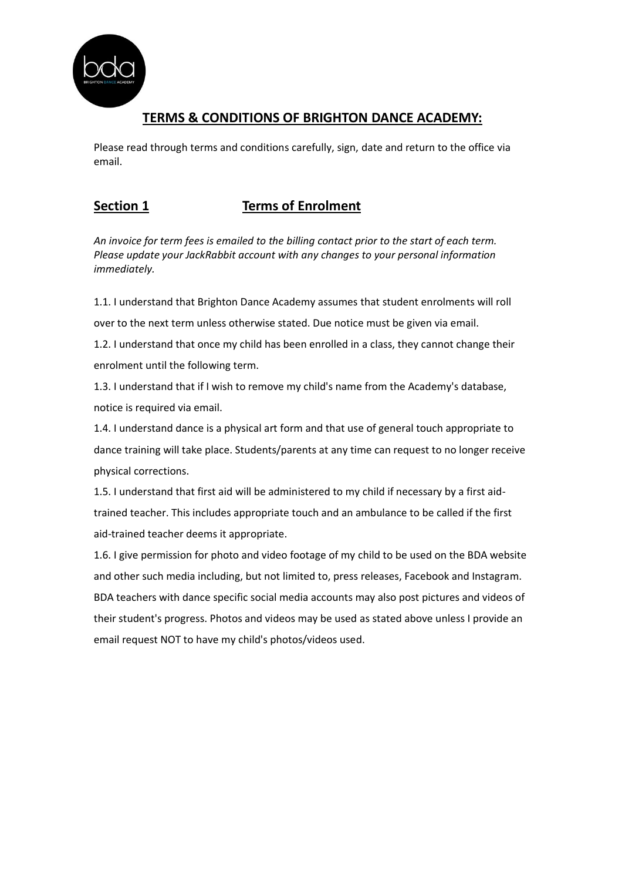# TERMS & CONDITIONS OF BRIGHTON DANCE ACADEMY:

Please read through terms and conditions carefully, sign, date and return to the office via email.

## Section 1 Terms of Enrolment

*An invoice for term fees is emailed to the billing contact prior to the start of each term. Please update your JackRabbit account with any changes to your personal information immediately.*

1.1. I understand that Brighton Dance Academy assumes that student enrolments will roll over to the next term unless otherwise stated. Due notice must be given via email.

1.2. I understand that once my child has been enrolled in a class, they cannot change their enrolment until the following term.

1.3. I understand that if I wish to remove my child's name from the Academy's database, notice is required via email.

1.4. I understand dance is a physical art form and that use of general touch appropriate to dance training will take place. Students/parents at any time can request to no longer receive physical corrections.

1.5. I understand that first aid will be administered to my child if necessary by a first aid-trained teacher. This includes appropriate touch and an ambulance to be called if the first aid-trained teacher deems it appropriate.

1.6. I give permission for photo and video footage of my child to be used on the BDA website and other such media including, but not limited to, press releases, Facebook and Instagram. BDA teachers with dance specific social media accounts may also post pictures and videos of their student's progress. Photos and videos may be used as stated above unless I provide an email request NOT to have my child's photos/videos used.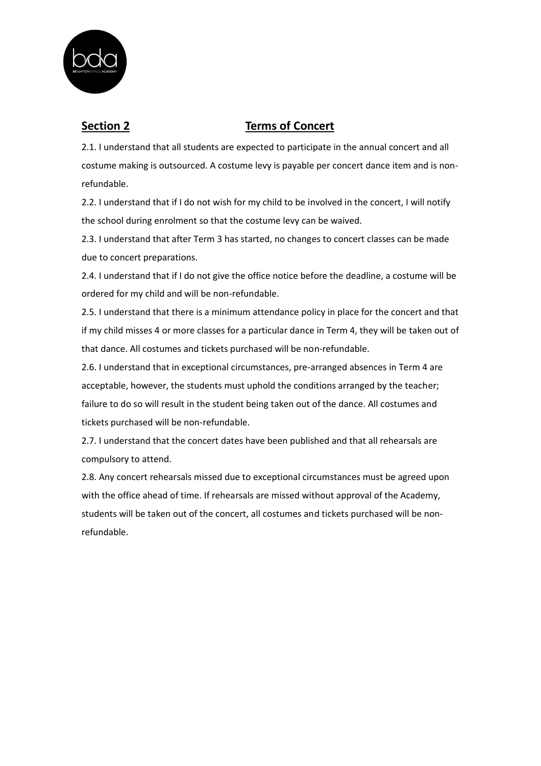## Section 2 Terms of Concert

2.1. I understand that all students are expected to participate in the annual concert and all costume making is outsourced. A costume levy is payable per concert dance item and is non-refundable.

2.2. I understand that if I do not wish for my child to be involved in the concert, I will notify the school during enrolment so that the costume levy can be waived.

2.3. I understand that after Term 3 has started, no changes to concert classes can be made due to concert preparations.

2.4. I understand that if I do not give the office notice before the deadline, a costume will be ordered for my child and will be non-refundable.

2.5. I understand that there is a minimum attendance policy in place for the concert and that if my child misses 4 or more classes for a particular dance in Term 4, they will be taken out of that dance. All costumes and tickets purchased will be non-refundable.

2.6. I understand that in exceptional circumstances, pre-arranged absences in Term 4 are acceptable, however, the students must uphold the conditions arranged by the teacher; failure to do so will result in the student being taken out of the dance. All costumes and tickets purchased will be non-refundable.

2.7. I understand that the concert dates have been published and that all rehearsals are compulsory to attend.

2.8. Any concert rehearsals missed due to exceptional circumstances must be agreed upon with the office ahead of time. If rehearsals are missed without approval of the Academy, students will be taken out of the concert, all costumes and tickets purchased will be non-refundable.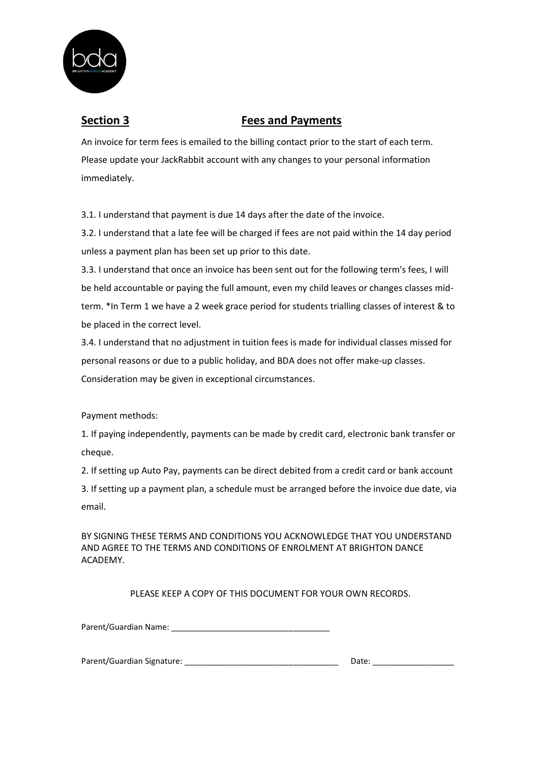## Section 3 Fees and Payments

An invoice for term fees is emailed to the billing contact prior to the start of each term. Please update your JackRabbit account with any changes to your personal information immediately.

3.1. I understand that payment is due 14 days after the date of the invoice.

3.2. I understand that a late fee will be charged if fees are not paid within the 14 day period unless a payment plan has been set up prior to this date.

3.3. I understand that once an invoice has been sent out for the following term's fees, I will be held accountable or paying the full amount, even my child leaves or changes classes mid-term. *In Term 1 we have a 2 week grace period for students trialling classes of interest & to be placed in the correct level.

3.4. I understand that no adjustment in tuition fees is made for individual classes missed for personal reasons or due to a public holiday, and BDA does not offer make-up classes. Consideration may be given in exceptional circumstances.

Payment methods:

1. If paying independently, payments can be made by credit card, electronic bank transfer or cheque.
2. If setting up Auto Pay, payments can be direct debited from a credit card or bank account
3. If setting up a payment plan, a schedule must be arranged before the invoice due date, via email.

BY SIGNING THESE TERMS AND CONDITIONS YOU ACKNOWLEDGE THAT YOU UNDERSTAND AND AGREE TO THE TERMS AND CONDITIONS OF ENROLMENT AT BRIGHTON DANCE ACADEMY.

PLEASE KEEP A COPY OF THIS DOCUMENT FOR YOUR OWN RECORDS.

Parent/Guardian Name: ___________________________________

Parent/Guardian Signature: ___________________________________ Date: __________________